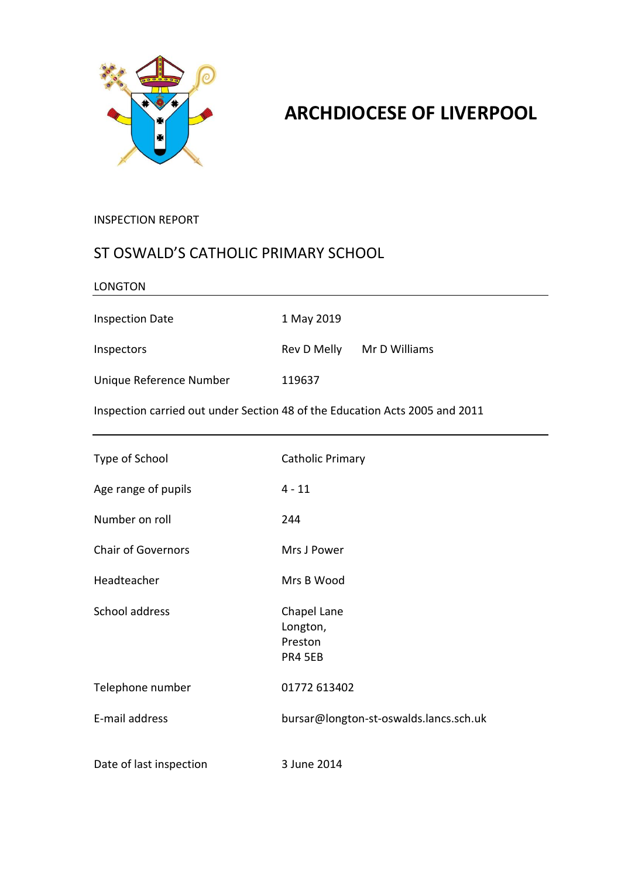# ARCHDIOCESE OF LIVERPOOL

INSPECTION REPORT

## ST OSWALD'S CATHOLIC PRIMARY SCHOOL

LONGTON

| | |
|---|---|
| Inspection Date | 1 May 2019 |
| Inspectors | Rev D Melly Mr D Williams |
| Unique Reference Number | 119637 |

Inspection carried out under Section 48 of the Education Acts 2005 and 2011

| | |
|---|---|
| Type of School | Catholic Primary |
| Age range of pupils | 4 - 11 |
| Number on roll | 244 |
| Chair of Governors | Mrs J Power |
| Headteacher | Mrs B Wood |
| School address | Chapel Lane<br>Longton,<br>Preston<br>PR4 5EB |
| Telephone number | 01772 613402 |
| E-mail address | bursar@longton-st-oswalds.lancs.sch.uk |
| Date of last inspection | 3 June 2014 |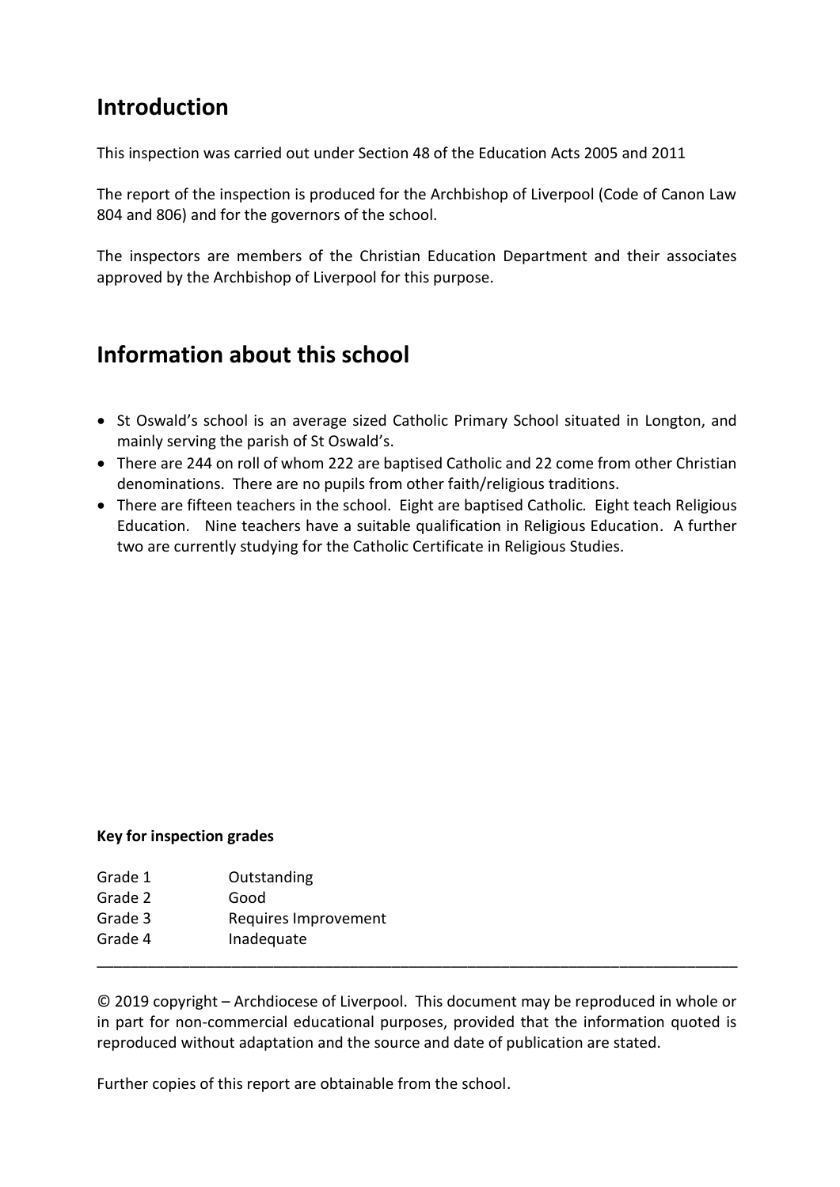## Introduction

This inspection was carried out under Section 48 of the Education Acts 2005 and 2011

The report of the inspection is produced for the Archbishop of Liverpool (Code of Canon Law 804 and 806) and for the governors of the school.

The inspectors are members of the Christian Education Department and their associates approved by the Archbishop of Liverpool for this purpose.

## Information about this school

- St Oswald's school is an average sized Catholic Primary School situated in Longton, and mainly serving the parish of St Oswald's.
- There are 244 on roll of whom 222 are baptised Catholic and 22 come from other Christian denominations. There are no pupils from other faith/religious traditions.
- There are fifteen teachers in the school. Eight are baptised Catholic. Eight teach Religious Education. Nine teachers have a suitable qualification in Religious Education. A further two are currently studying for the Catholic Certificate in Religious Studies.

**Key for inspection grades**

| | |
|---|---|
| Grade 1 | Outstanding |
| Grade 2 | Good |
| Grade 3 | Requires Improvement |
| Grade 4 | Inadequate |

© 2019 copyright – Archdiocese of Liverpool. This document may be reproduced in whole or in part for non-commercial educational purposes, provided that the information quoted is reproduced without adaptation and the source and date of publication are stated.

Further copies of this report are obtainable from the school.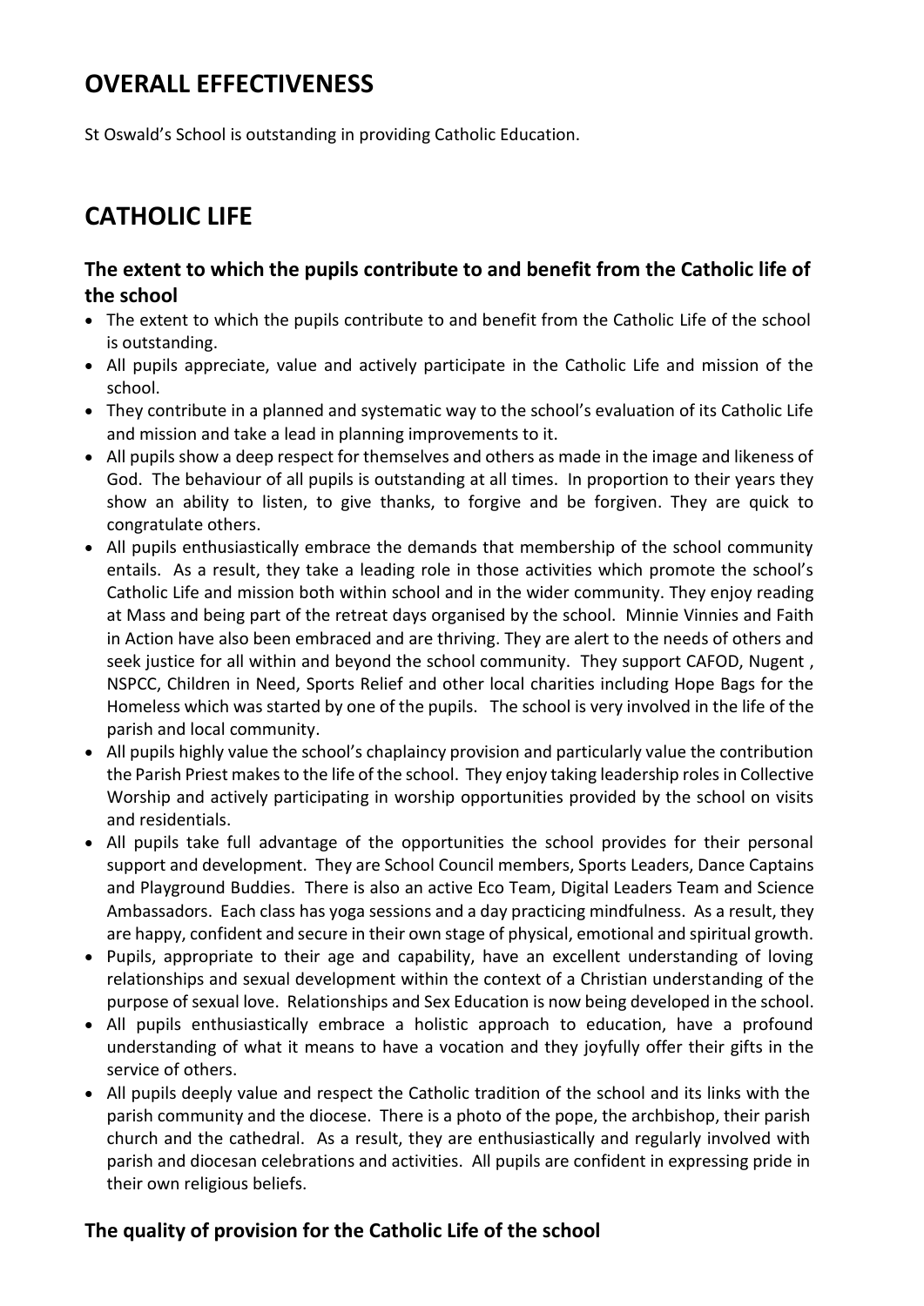# OVERALL EFFECTIVENESS

St Oswald's School is outstanding in providing Catholic Education.

# CATHOLIC LIFE

### The extent to which the pupils contribute to and benefit from the Catholic life of the school

- The extent to which the pupils contribute to and benefit from the Catholic Life of the school is outstanding.
- All pupils appreciate, value and actively participate in the Catholic Life and mission of the school.
- They contribute in a planned and systematic way to the school's evaluation of its Catholic Life and mission and take a lead in planning improvements to it.
- All pupils show a deep respect for themselves and others as made in the image and likeness of God. The behaviour of all pupils is outstanding at all times. In proportion to their years they show an ability to listen, to give thanks, to forgive and be forgiven. They are quick to congratulate others.
- All pupils enthusiastically embrace the demands that membership of the school community entails. As a result, they take a leading role in those activities which promote the school's Catholic Life and mission both within school and in the wider community. They enjoy reading at Mass and being part of the retreat days organised by the school. Minnie Vinnies and Faith in Action have also been embraced and are thriving. They are alert to the needs of others and seek justice for all within and beyond the school community. They support CAFOD, Nugent , NSPCC, Children in Need, Sports Relief and other local charities including Hope Bags for the Homeless which was started by one of the pupils. The school is very involved in the life of the parish and local community.
- All pupils highly value the school's chaplaincy provision and particularly value the contribution the Parish Priest makes to the life of the school. They enjoy taking leadership roles in Collective Worship and actively participating in worship opportunities provided by the school on visits and residentials.
- All pupils take full advantage of the opportunities the school provides for their personal support and development. They are School Council members, Sports Leaders, Dance Captains and Playground Buddies. There is also an active Eco Team, Digital Leaders Team and Science Ambassadors. Each class has yoga sessions and a day practicing mindfulness. As a result, they are happy, confident and secure in their own stage of physical, emotional and spiritual growth.
- Pupils, appropriate to their age and capability, have an excellent understanding of loving relationships and sexual development within the context of a Christian understanding of the purpose of sexual love. Relationships and Sex Education is now being developed in the school.
- All pupils enthusiastically embrace a holistic approach to education, have a profound understanding of what it means to have a vocation and they joyfully offer their gifts in the service of others.
- All pupils deeply value and respect the Catholic tradition of the school and its links with the parish community and the diocese. There is a photo of the pope, the archbishop, their parish church and the cathedral. As a result, they are enthusiastically and regularly involved with parish and diocesan celebrations and activities. All pupils are confident in expressing pride in their own religious beliefs.

### The quality of provision for the Catholic Life of the school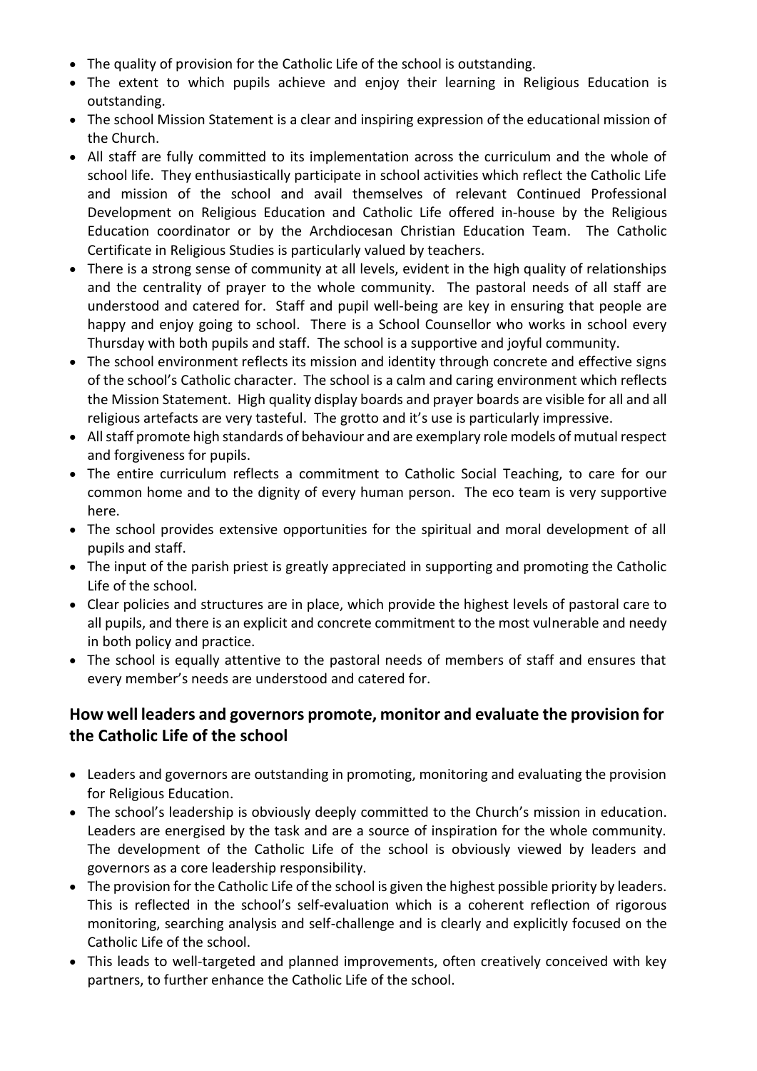- The quality of provision for the Catholic Life of the school is outstanding.
- The extent to which pupils achieve and enjoy their learning in Religious Education is outstanding.
- The school Mission Statement is a clear and inspiring expression of the educational mission of the Church.
- All staff are fully committed to its implementation across the curriculum and the whole of school life. They enthusiastically participate in school activities which reflect the Catholic Life and mission of the school and avail themselves of relevant Continued Professional Development on Religious Education and Catholic Life offered in-house by the Religious Education coordinator or by the Archdiocesan Christian Education Team. The Catholic Certificate in Religious Studies is particularly valued by teachers.
- There is a strong sense of community at all levels, evident in the high quality of relationships and the centrality of prayer to the whole community. The pastoral needs of all staff are understood and catered for. Staff and pupil well-being are key in ensuring that people are happy and enjoy going to school. There is a School Counsellor who works in school every Thursday with both pupils and staff. The school is a supportive and joyful community.
- The school environment reflects its mission and identity through concrete and effective signs of the school's Catholic character. The school is a calm and caring environment which reflects the Mission Statement. High quality display boards and prayer boards are visible for all and all religious artefacts are very tasteful. The grotto and it's use is particularly impressive.
- All staff promote high standards of behaviour and are exemplary role models of mutual respect and forgiveness for pupils.
- The entire curriculum reflects a commitment to Catholic Social Teaching, to care for our common home and to the dignity of every human person. The eco team is very supportive here.
- The school provides extensive opportunities for the spiritual and moral development of all pupils and staff.
- The input of the parish priest is greatly appreciated in supporting and promoting the Catholic Life of the school.
- Clear policies and structures are in place, which provide the highest levels of pastoral care to all pupils, and there is an explicit and concrete commitment to the most vulnerable and needy in both policy and practice.
- The school is equally attentive to the pastoral needs of members of staff and ensures that every member's needs are understood and catered for.

## How well leaders and governors promote, monitor and evaluate the provision for the Catholic Life of the school

- Leaders and governors are outstanding in promoting, monitoring and evaluating the provision for Religious Education.
- The school's leadership is obviously deeply committed to the Church's mission in education. Leaders are energised by the task and are a source of inspiration for the whole community. The development of the Catholic Life of the school is obviously viewed by leaders and governors as a core leadership responsibility.
- The provision for the Catholic Life of the school is given the highest possible priority by leaders. This is reflected in the school's self-evaluation which is a coherent reflection of rigorous monitoring, searching analysis and self-challenge and is clearly and explicitly focused on the Catholic Life of the school.
- This leads to well-targeted and planned improvements, often creatively conceived with key partners, to further enhance the Catholic Life of the school.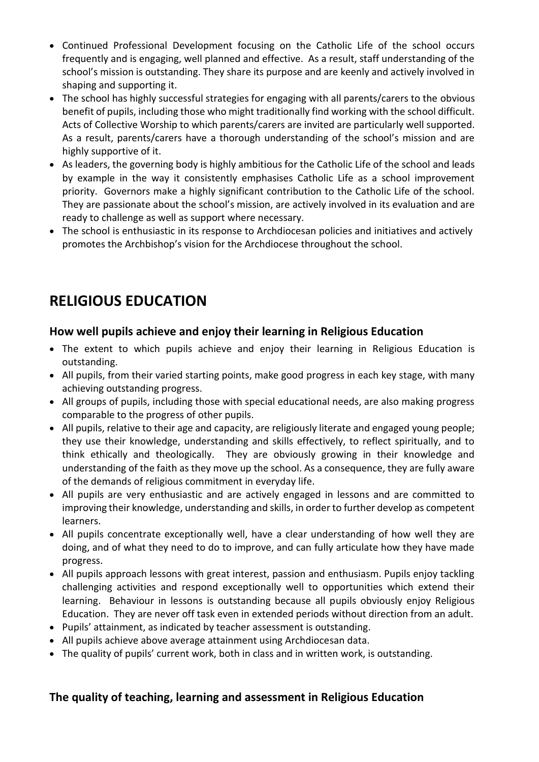- Continued Professional Development focusing on the Catholic Life of the school occurs frequently and is engaging, well planned and effective. As a result, staff understanding of the school's mission is outstanding. They share its purpose and are keenly and actively involved in shaping and supporting it.
- The school has highly successful strategies for engaging with all parents/carers to the obvious benefit of pupils, including those who might traditionally find working with the school difficult. Acts of Collective Worship to which parents/carers are invited are particularly well supported. As a result, parents/carers have a thorough understanding of the school's mission and are highly supportive of it.
- As leaders, the governing body is highly ambitious for the Catholic Life of the school and leads by example in the way it consistently emphasises Catholic Life as a school improvement priority. Governors make a highly significant contribution to the Catholic Life of the school. They are passionate about the school's mission, are actively involved in its evaluation and are ready to challenge as well as support where necessary.
- The school is enthusiastic in its response to Archdiocesan policies and initiatives and actively promotes the Archbishop's vision for the Archdiocese throughout the school.

# RELIGIOUS EDUCATION

## How well pupils achieve and enjoy their learning in Religious Education

- The extent to which pupils achieve and enjoy their learning in Religious Education is outstanding.
- All pupils, from their varied starting points, make good progress in each key stage, with many achieving outstanding progress.
- All groups of pupils, including those with special educational needs, are also making progress comparable to the progress of other pupils.
- All pupils, relative to their age and capacity, are religiously literate and engaged young people; they use their knowledge, understanding and skills effectively, to reflect spiritually, and to think ethically and theologically. They are obviously growing in their knowledge and understanding of the faith as they move up the school. As a consequence, they are fully aware of the demands of religious commitment in everyday life.
- All pupils are very enthusiastic and are actively engaged in lessons and are committed to improving their knowledge, understanding and skills, in order to further develop as competent learners.
- All pupils concentrate exceptionally well, have a clear understanding of how well they are doing, and of what they need to do to improve, and can fully articulate how they have made progress.
- All pupils approach lessons with great interest, passion and enthusiasm. Pupils enjoy tackling challenging activities and respond exceptionally well to opportunities which extend their learning. Behaviour in lessons is outstanding because all pupils obviously enjoy Religious Education. They are never off task even in extended periods without direction from an adult.
- Pupils' attainment, as indicated by teacher assessment is outstanding.
- All pupils achieve above average attainment using Archdiocesan data.
- The quality of pupils' current work, both in class and in written work, is outstanding.

## The quality of teaching, learning and assessment in Religious Education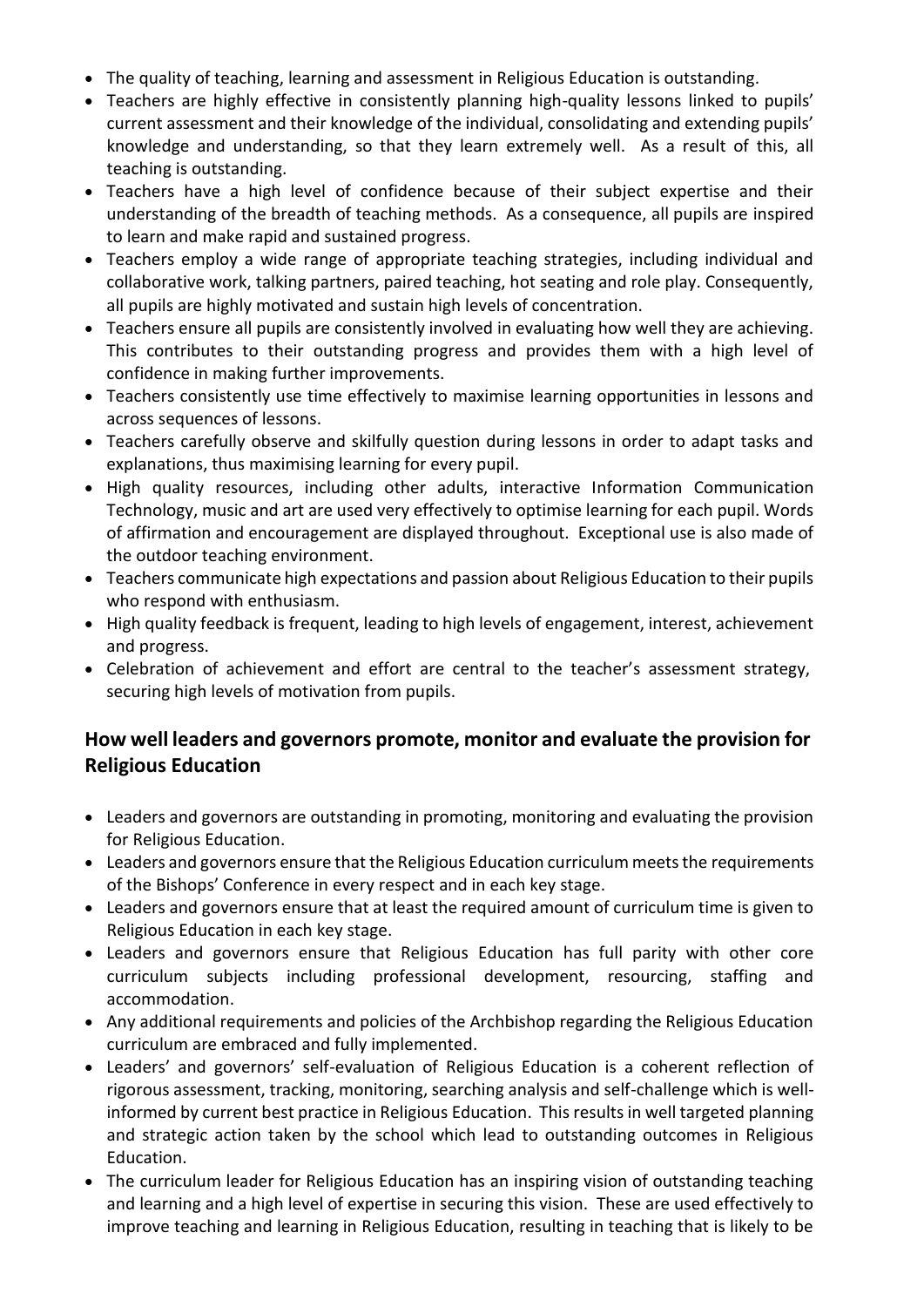- The quality of teaching, learning and assessment in Religious Education is outstanding.
- Teachers are highly effective in consistently planning high-quality lessons linked to pupils' current assessment and their knowledge of the individual, consolidating and extending pupils' knowledge and understanding, so that they learn extremely well. As a result of this, all teaching is outstanding.
- Teachers have a high level of confidence because of their subject expertise and their understanding of the breadth of teaching methods. As a consequence, all pupils are inspired to learn and make rapid and sustained progress.
- Teachers employ a wide range of appropriate teaching strategies, including individual and collaborative work, talking partners, paired teaching, hot seating and role play. Consequently, all pupils are highly motivated and sustain high levels of concentration.
- Teachers ensure all pupils are consistently involved in evaluating how well they are achieving. This contributes to their outstanding progress and provides them with a high level of confidence in making further improvements.
- Teachers consistently use time effectively to maximise learning opportunities in lessons and across sequences of lessons.
- Teachers carefully observe and skilfully question during lessons in order to adapt tasks and explanations, thus maximising learning for every pupil.
- High quality resources, including other adults, interactive Information Communication Technology, music and art are used very effectively to optimise learning for each pupil. Words of affirmation and encouragement are displayed throughout. Exceptional use is also made of the outdoor teaching environment.
- Teachers communicate high expectations and passion about Religious Education to their pupils who respond with enthusiasm.
- High quality feedback is frequent, leading to high levels of engagement, interest, achievement and progress.
- Celebration of achievement and effort are central to the teacher's assessment strategy, securing high levels of motivation from pupils.

## How well leaders and governors promote, monitor and evaluate the provision for Religious Education

- Leaders and governors are outstanding in promoting, monitoring and evaluating the provision for Religious Education.
- Leaders and governors ensure that the Religious Education curriculum meets the requirements of the Bishops' Conference in every respect and in each key stage.
- Leaders and governors ensure that at least the required amount of curriculum time is given to Religious Education in each key stage.
- Leaders and governors ensure that Religious Education has full parity with other core curriculum subjects including professional development, resourcing, staffing and accommodation.
- Any additional requirements and policies of the Archbishop regarding the Religious Education curriculum are embraced and fully implemented.
- Leaders' and governors' self-evaluation of Religious Education is a coherent reflection of rigorous assessment, tracking, monitoring, searching analysis and self-challenge which is well-informed by current best practice in Religious Education. This results in well targeted planning and strategic action taken by the school which lead to outstanding outcomes in Religious Education.
- The curriculum leader for Religious Education has an inspiring vision of outstanding teaching and learning and a high level of expertise in securing this vision. These are used effectively to improve teaching and learning in Religious Education, resulting in teaching that is likely to be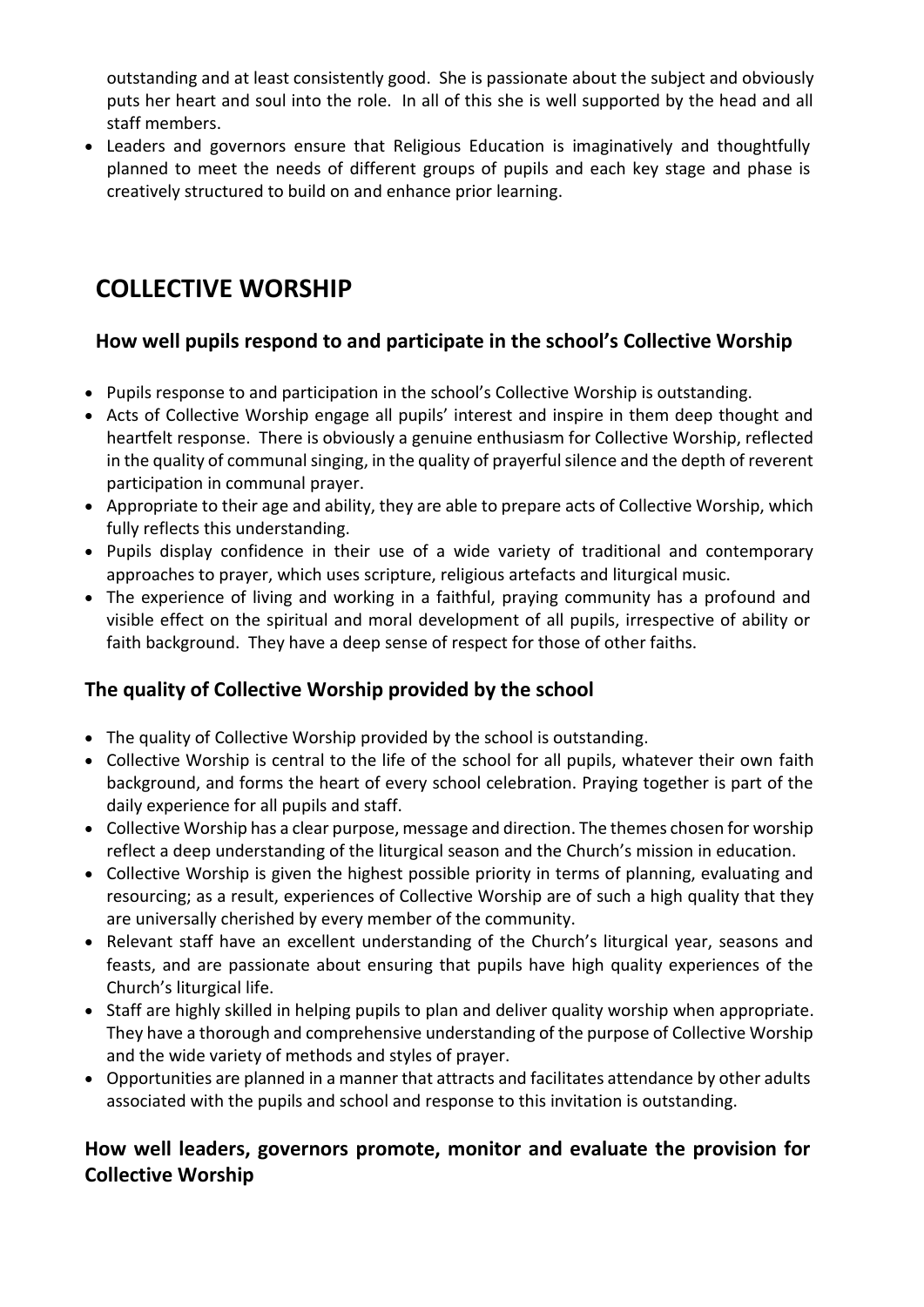outstanding and at least consistently good. She is passionate about the subject and obviously puts her heart and soul into the role. In all of this she is well supported by the head and all staff members.

- Leaders and governors ensure that Religious Education is imaginatively and thoughtfully planned to meet the needs of different groups of pupils and each key stage and phase is creatively structured to build on and enhance prior learning.

# COLLECTIVE WORSHIP

## How well pupils respond to and participate in the school's Collective Worship

- Pupils response to and participation in the school's Collective Worship is outstanding.
- Acts of Collective Worship engage all pupils' interest and inspire in them deep thought and heartfelt response. There is obviously a genuine enthusiasm for Collective Worship, reflected in the quality of communal singing, in the quality of prayerful silence and the depth of reverent participation in communal prayer.
- Appropriate to their age and ability, they are able to prepare acts of Collective Worship, which fully reflects this understanding.
- Pupils display confidence in their use of a wide variety of traditional and contemporary approaches to prayer, which uses scripture, religious artefacts and liturgical music.
- The experience of living and working in a faithful, praying community has a profound and visible effect on the spiritual and moral development of all pupils, irrespective of ability or faith background. They have a deep sense of respect for those of other faiths.

## The quality of Collective Worship provided by the school

- The quality of Collective Worship provided by the school is outstanding.
- Collective Worship is central to the life of the school for all pupils, whatever their own faith background, and forms the heart of every school celebration. Praying together is part of the daily experience for all pupils and staff.
- Collective Worship has a clear purpose, message and direction. The themes chosen for worship reflect a deep understanding of the liturgical season and the Church's mission in education.
- Collective Worship is given the highest possible priority in terms of planning, evaluating and resourcing; as a result, experiences of Collective Worship are of such a high quality that they are universally cherished by every member of the community.
- Relevant staff have an excellent understanding of the Church's liturgical year, seasons and feasts, and are passionate about ensuring that pupils have high quality experiences of the Church's liturgical life.
- Staff are highly skilled in helping pupils to plan and deliver quality worship when appropriate. They have a thorough and comprehensive understanding of the purpose of Collective Worship and the wide variety of methods and styles of prayer.
- Opportunities are planned in a manner that attracts and facilitates attendance by other adults associated with the pupils and school and response to this invitation is outstanding.

## How well leaders, governors promote, monitor and evaluate the provision for Collective Worship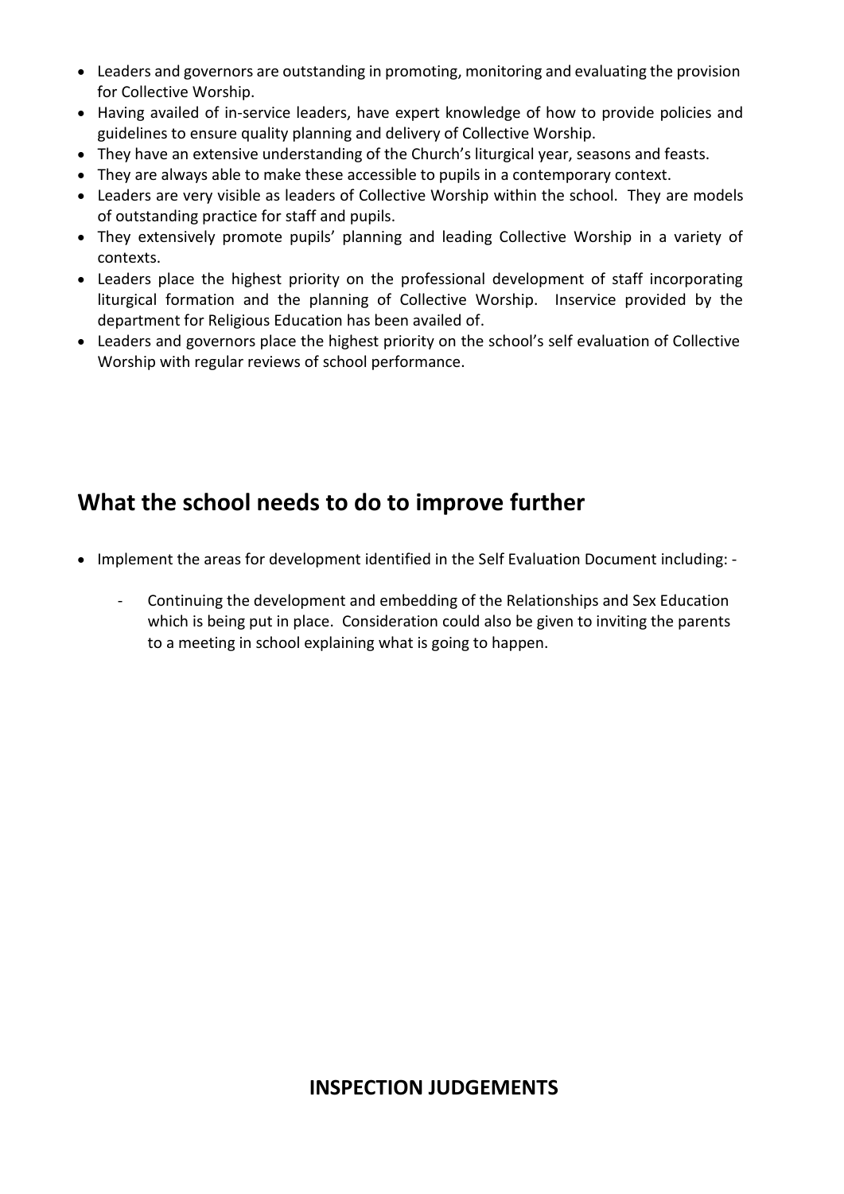- Leaders and governors are outstanding in promoting, monitoring and evaluating the provision for Collective Worship.
- Having availed of in-service leaders, have expert knowledge of how to provide policies and guidelines to ensure quality planning and delivery of Collective Worship.
- They have an extensive understanding of the Church's liturgical year, seasons and feasts.
- They are always able to make these accessible to pupils in a contemporary context.
- Leaders are very visible as leaders of Collective Worship within the school. They are models of outstanding practice for staff and pupils.
- They extensively promote pupils' planning and leading Collective Worship in a variety of contexts.
- Leaders place the highest priority on the professional development of staff incorporating liturgical formation and the planning of Collective Worship. Inservice provided by the department for Religious Education has been availed of.
- Leaders and governors place the highest priority on the school's self evaluation of Collective Worship with regular reviews of school performance.

## What the school needs to do to improve further

- Implement the areas for development identified in the Self Evaluation Document including: -
    - Continuing the development and embedding of the Relationships and Sex Education which is being put in place. Consideration could also be given to inviting the parents to a meeting in school explaining what is going to happen.

## INSPECTION JUDGEMENTS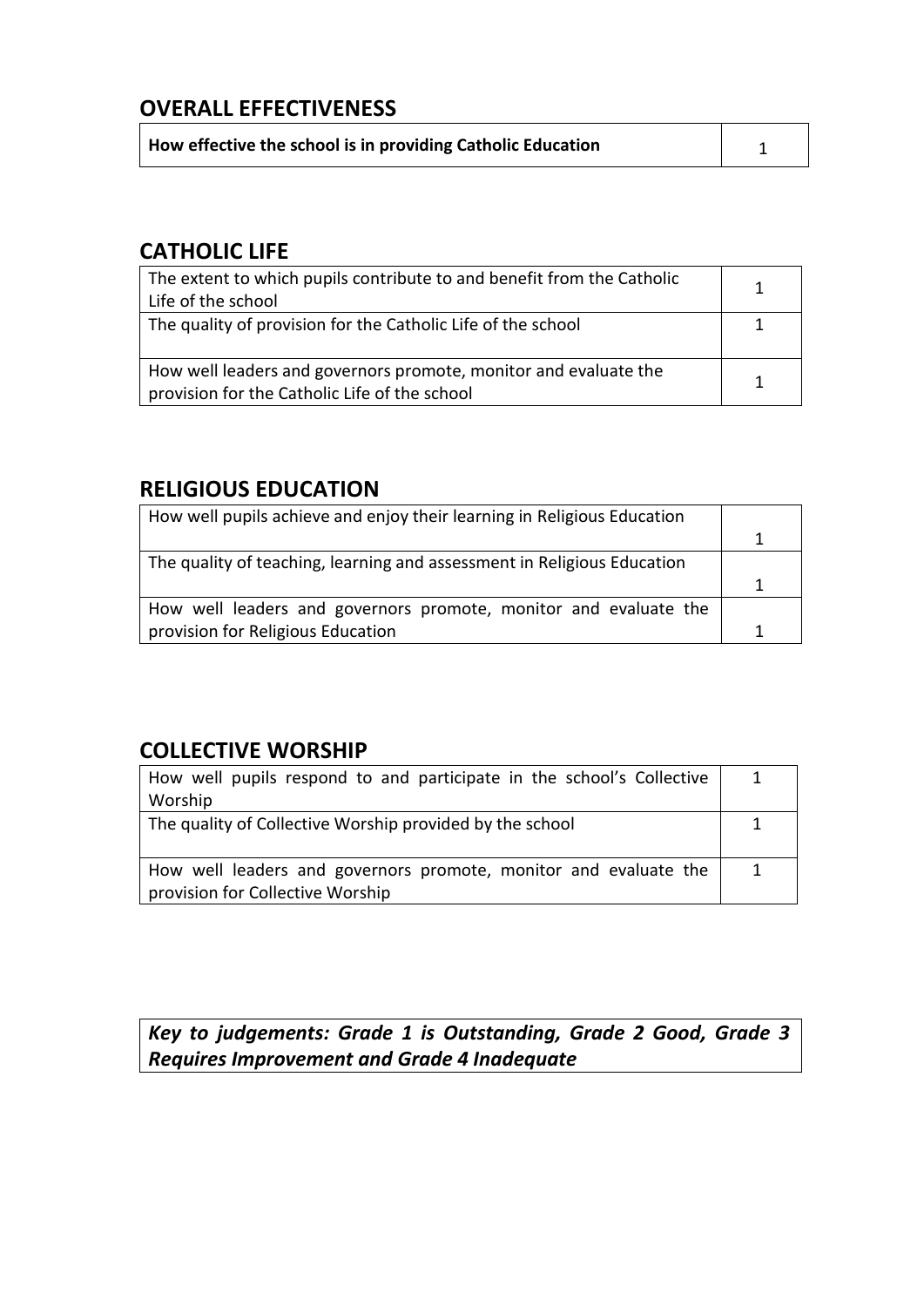## OVERALL EFFECTIVENESS

| | |
|---|---|
| **How effective the school is in providing Catholic Education** | 1 |

## CATHOLIC LIFE

| | |
|---|---|
| The extent to which pupils contribute to and benefit from the Catholic Life of the school | 1 |
| The quality of provision for the Catholic Life of the school | 1 |
| How well leaders and governors promote, monitor and evaluate the provision for the Catholic Life of the school | 1 |

## RELIGIOUS EDUCATION

| | |
|---|---|
| How well pupils achieve and enjoy their learning in Religious Education | 1 |
| The quality of teaching, learning and assessment in Religious Education | 1 |
| How well leaders and governors promote, monitor and evaluate the provision for Religious Education | 1 |

## COLLECTIVE WORSHIP

| | |
|---|---|
| How well pupils respond to and participate in the school's Collective Worship | 1 |
| The quality of Collective Worship provided by the school | 1 |
| How well leaders and governors promote, monitor and evaluate the provision for Collective Worship | 1 |

***Key to judgements: Grade 1 is Outstanding, Grade 2 Good, Grade 3 Requires Improvement and Grade 4 Inadequate***